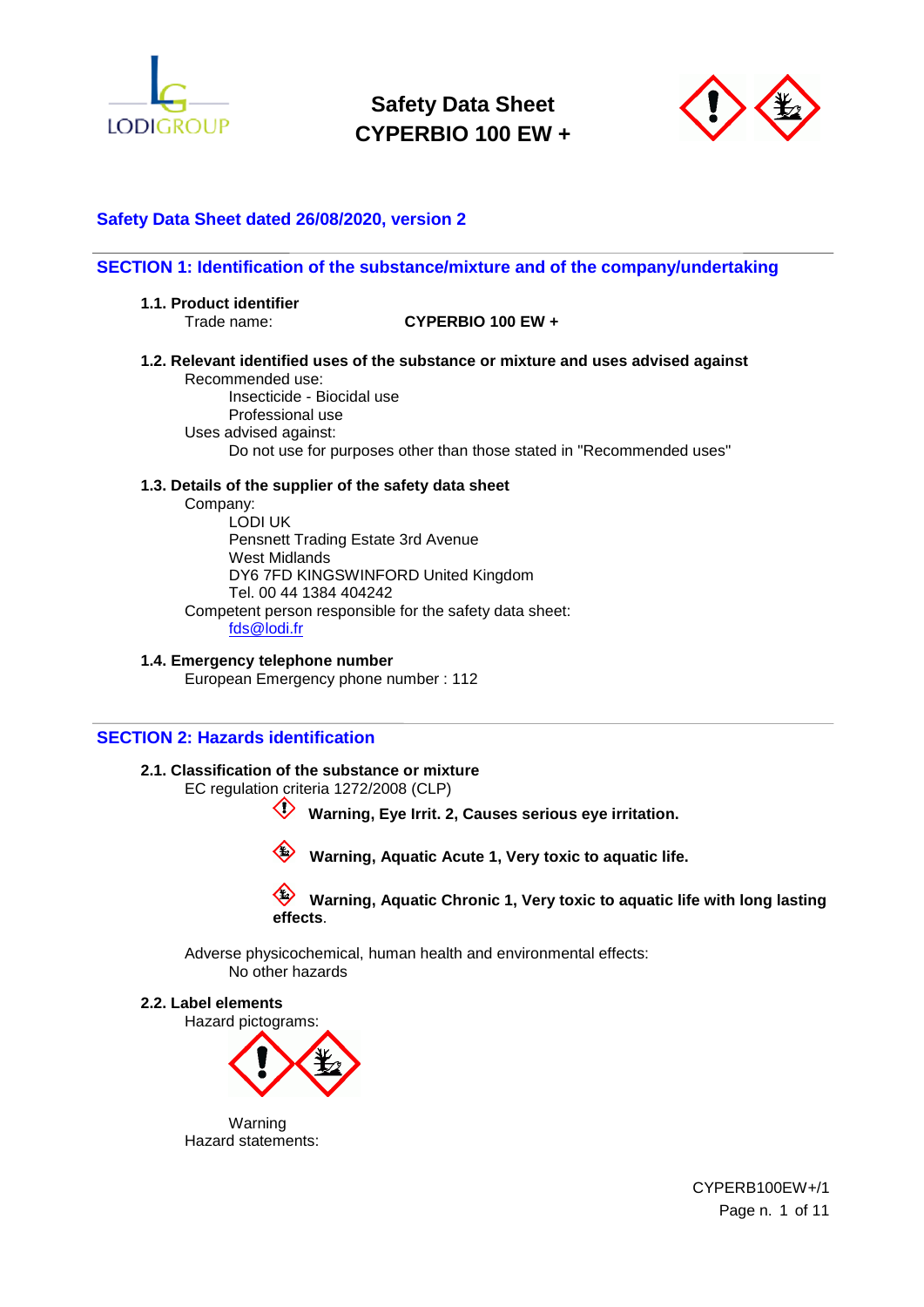# Safety Data Sheet
# CYPERBIO 100 EW +

**Safety Data Sheet dated 26/08/2020, version 2**

## SECTION 1: Identification of the substance/mixture and of the company/undertaking

### 1.1. Product identifier

Trade name: **CYPERBIO 100 EW +**

### 1.2. Relevant identified uses of the substance or mixture and uses advised against

Recommended use:
- Insecticide - Biocidal use
- Professional use

Uses advised against:
- Do not use for purposes other than those stated in "Recommended uses"

### 1.3. Details of the supplier of the safety data sheet

Company:

LODI UK
Pensnett Trading Estate 3rd Avenue
West Midlands
DY6 7FD KINGSWINFORD United Kingdom
Tel. 00 44 1384 404242

Competent person responsible for the safety data sheet:
fds@lodi.fr

### 1.4. Emergency telephone number

European Emergency phone number : 112

## SECTION 2: Hazards identification

### 2.1. Classification of the substance or mixture

EC regulation criteria 1272/2008 (CLP)

**Warning, Eye Irrit. 2, Causes serious eye irritation.**

**Warning, Aquatic Acute 1, Very toxic to aquatic life.**

**Warning, Aquatic Chronic 1, Very toxic to aquatic life with long lasting effects**.

Adverse physicochemical, human health and environmental effects:
- No other hazards

### 2.2. Label elements

Hazard pictograms:

Warning

Hazard statements: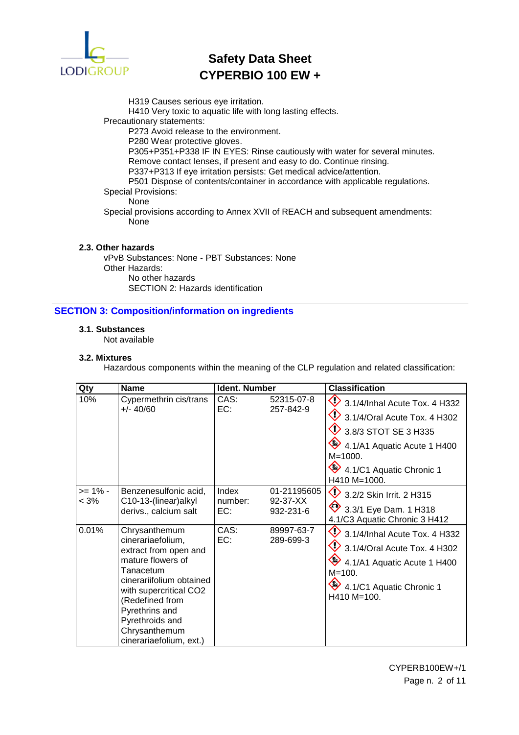H319 Causes serious eye irritation.
H410 Very toxic to aquatic life with long lasting effects.

Precautionary statements:

P273 Avoid release to the environment.
P280 Wear protective gloves.
P305+P351+P338 IF IN EYES: Rinse cautiously with water for several minutes. Remove contact lenses, if present and easy to do. Continue rinsing.
P337+P313 If eye irritation persists: Get medical advice/attention.
P501 Dispose of contents/container in accordance with applicable regulations.

Special Provisions:

None

Special provisions according to Annex XVII of REACH and subsequent amendments:

None

### 2.3. Other hazards

vPvB Substances: None - PBT Substances: None

Other Hazards:

No other hazards
SECTION 2: Hazards identification

## SECTION 3: Composition/information on ingredients

### 3.1. Substances

Not available

### 3.2. Mixtures

Hazardous components within the meaning of the CLP regulation and related classification:

| Qty | Name | Ident. Number | | Classification |
|---|---|---|---|---|
| 10% | Cypermethrin cis/trans +/- 40/60 | CAS:<br>EC: | 52315-07-8<br>257-842-9 | 3.1/4/Inhal Acute Tox. 4 H332<br>3.1/4/Oral Acute Tox. 4 H302<br>3.8/3 STOT SE 3 H335<br>4.1/A1 Aquatic Acute 1 H400 M=1000.<br>4.1/C1 Aquatic Chronic 1 H410 M=1000. |
| >= 1% - < 3% | Benzenesulfonic acid, C10-13-(linear)alkyl derivs., calcium salt | Index number:<br>EC: | 01-2119560592-37-XX<br>932-231-6 | 3.2/2 Skin Irrit. 2 H315<br>3.3/1 Eye Dam. 1 H318<br>4.1/C3 Aquatic Chronic 3 H412 |
| 0.01% | Chrysanthemum cinerariaefolium, extract from open and mature flowers of Tanacetum cinerariifolium obtained with supercritical CO2 (Redefined from Pyrethrins and Pyrethroids and Chrysanthemum cinerariaefolium, ext.) | CAS:<br>EC: | 89997-63-7<br>289-699-3 | 3.1/4/Inhal Acute Tox. 4 H332<br>3.1/4/Oral Acute Tox. 4 H302<br>4.1/A1 Aquatic Acute 1 H400 M=100.<br>4.1/C1 Aquatic Chronic 1 H410 M=100. |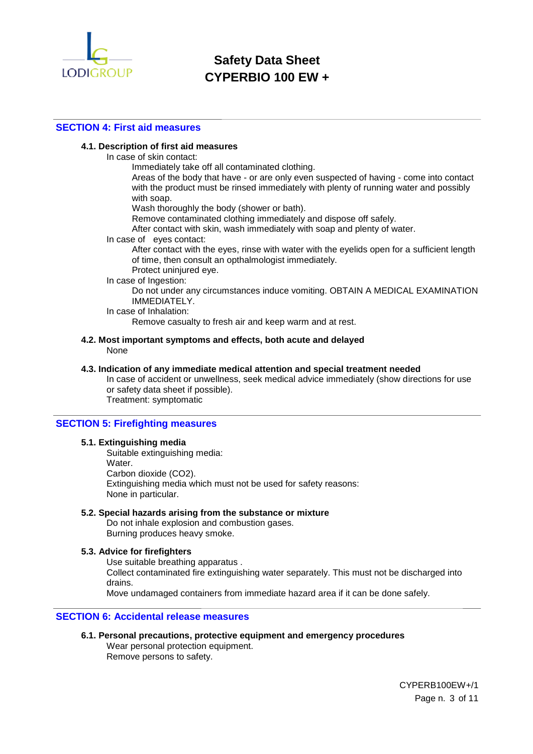## SECTION 4: First aid measures

### 4.1. Description of first aid measures

In case of skin contact:

Immediately take off all contaminated clothing.

Areas of the body that have - or are only even suspected of having - come into contact with the product must be rinsed immediately with plenty of running water and possibly with soap.

Wash thoroughly the body (shower or bath).

Remove contaminated clothing immediately and dispose off safely.

After contact with skin, wash immediately with soap and plenty of water.

In case of eyes contact:

After contact with the eyes, rinse with water with the eyelids open for a sufficient length of time, then consult an opthalmologist immediately.

Protect uninjured eye.

In case of Ingestion:

Do not under any circumstances induce vomiting. OBTAIN A MEDICAL EXAMINATION IMMEDIATELY.

In case of Inhalation:

Remove casualty to fresh air and keep warm and at rest.

### 4.2. Most important symptoms and effects, both acute and delayed

None

### 4.3. Indication of any immediate medical attention and special treatment needed

In case of accident or unwellness, seek medical advice immediately (show directions for use or safety data sheet if possible).

Treatment: symptomatic

## SECTION 5: Firefighting measures

### 5.1. Extinguishing media

Suitable extinguishing media:

Water.

Carbon dioxide ($CO_2$).

Extinguishing media which must not be used for safety reasons:

None in particular.

### 5.2. Special hazards arising from the substance or mixture

Do not inhale explosion and combustion gases.

Burning produces heavy smoke.

### 5.3. Advice for firefighters

Use suitable breathing apparatus .

Collect contaminated fire extinguishing water separately. This must not be discharged into drains.

Move undamaged containers from immediate hazard area if it can be done safely.

## SECTION 6: Accidental release measures

### 6.1. Personal precautions, protective equipment and emergency procedures

Wear personal protection equipment.

Remove persons to safety.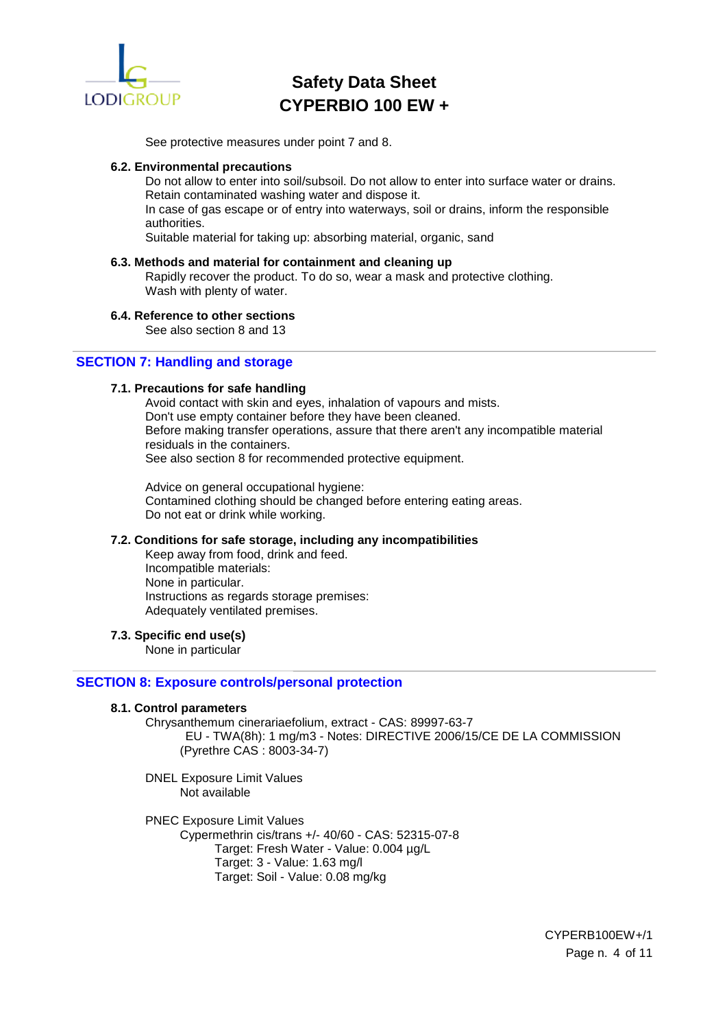See protective measures under point 7 and 8.

**6.2. Environmental precautions**

Do not allow to enter into soil/subsoil. Do not allow to enter into surface water or drains.
Retain contaminated washing water and dispose it.
In case of gas escape or of entry into waterways, soil or drains, inform the responsible authorities.
Suitable material for taking up: absorbing material, organic, sand

**6.3. Methods and material for containment and cleaning up**

Rapidly recover the product. To do so, wear a mask and protective clothing.
Wash with plenty of water.

**6.4. Reference to other sections**

See also section 8 and 13

## SECTION 7: Handling and storage

**7.1. Precautions for safe handling**

Avoid contact with skin and eyes, inhalation of vapours and mists.
Don't use empty container before they have been cleaned.
Before making transfer operations, assure that there aren't any incompatible material residuals in the containers.
See also section 8 for recommended protective equipment.

Advice on general occupational hygiene:
Contamined clothing should be changed before entering eating areas.
Do not eat or drink while working.

**7.2. Conditions for safe storage, including any incompatibilities**

Keep away from food, drink and feed.
Incompatible materials:
None in particular.
Instructions as regards storage premises:
Adequately ventilated premises.

**7.3. Specific end use(s)**

None in particular

## SECTION 8: Exposure controls/personal protection

**8.1. Control parameters**

Chrysanthemum cinerariaefolium, extract - CAS: 89997-63-7
EU - TWA(8h): 1 mg/m3 - Notes: DIRECTIVE 2006/15/CE DE LA COMMISSION (Pyrethre CAS : 8003-34-7)

DNEL Exposure Limit Values
Not available

PNEC Exposure Limit Values
Cypermethrin cis/trans +/- 40/60 - CAS: 52315-07-8
Target: Fresh Water - Value: 0.004 µg/L
Target: 3 - Value: 1.63 mg/l
Target: Soil - Value: 0.08 mg/kg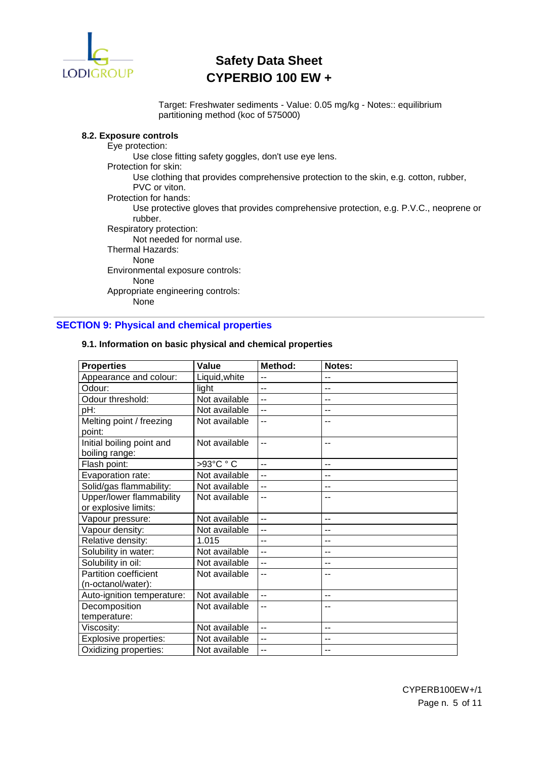Target: Freshwater sediments - Value: 0.05 mg/kg - Notes:: equilibrium partitioning method (koc of 575000)

### 8.2. Exposure controls

Eye protection:

Use close fitting safety goggles, don't use eye lens.

Protection for skin:

Use clothing that provides comprehensive protection to the skin, e.g. cotton, rubber, PVC or viton.

Protection for hands:

Use protective gloves that provides comprehensive protection, e.g. P.V.C., neoprene or rubber.

Respiratory protection:

Not needed for normal use.

Thermal Hazards:

None

Environmental exposure controls:

None

Appropriate engineering controls:

None

## SECTION 9: Physical and chemical properties

### 9.1. Information on basic physical and chemical properties

| Properties | Value | Method: | Notes: |
|---|---|---|---|
| Appearance and colour: | Liquid,white | -- | -- |
| Odour: | light | -- | -- |
| Odour threshold: | Not available | -- | -- |
| pH: | Not available | -- | -- |
| Melting point / freezing point: | Not available | -- | -- |
| Initial boiling point and boiling range: | Not available | -- | -- |
| Flash point: | >93°C ° C | -- | -- |
| Evaporation rate: | Not available | -- | -- |
| Solid/gas flammability: | Not available | -- | -- |
| Upper/lower flammability or explosive limits: | Not available | -- | -- |
| Vapour pressure: | Not available | -- | -- |
| Vapour density: | Not available | -- | -- |
| Relative density: | 1.015 | -- | -- |
| Solubility in water: | Not available | -- | -- |
| Solubility in oil: | Not available | -- | -- |
| Partition coefficient (n-octanol/water): | Not available | -- | -- |
| Auto-ignition temperature: | Not available | -- | -- |
| Decomposition temperature: | Not available | -- | -- |
| Viscosity: | Not available | -- | -- |
| Explosive properties: | Not available | -- | -- |
| Oxidizing properties: | Not available | -- | -- |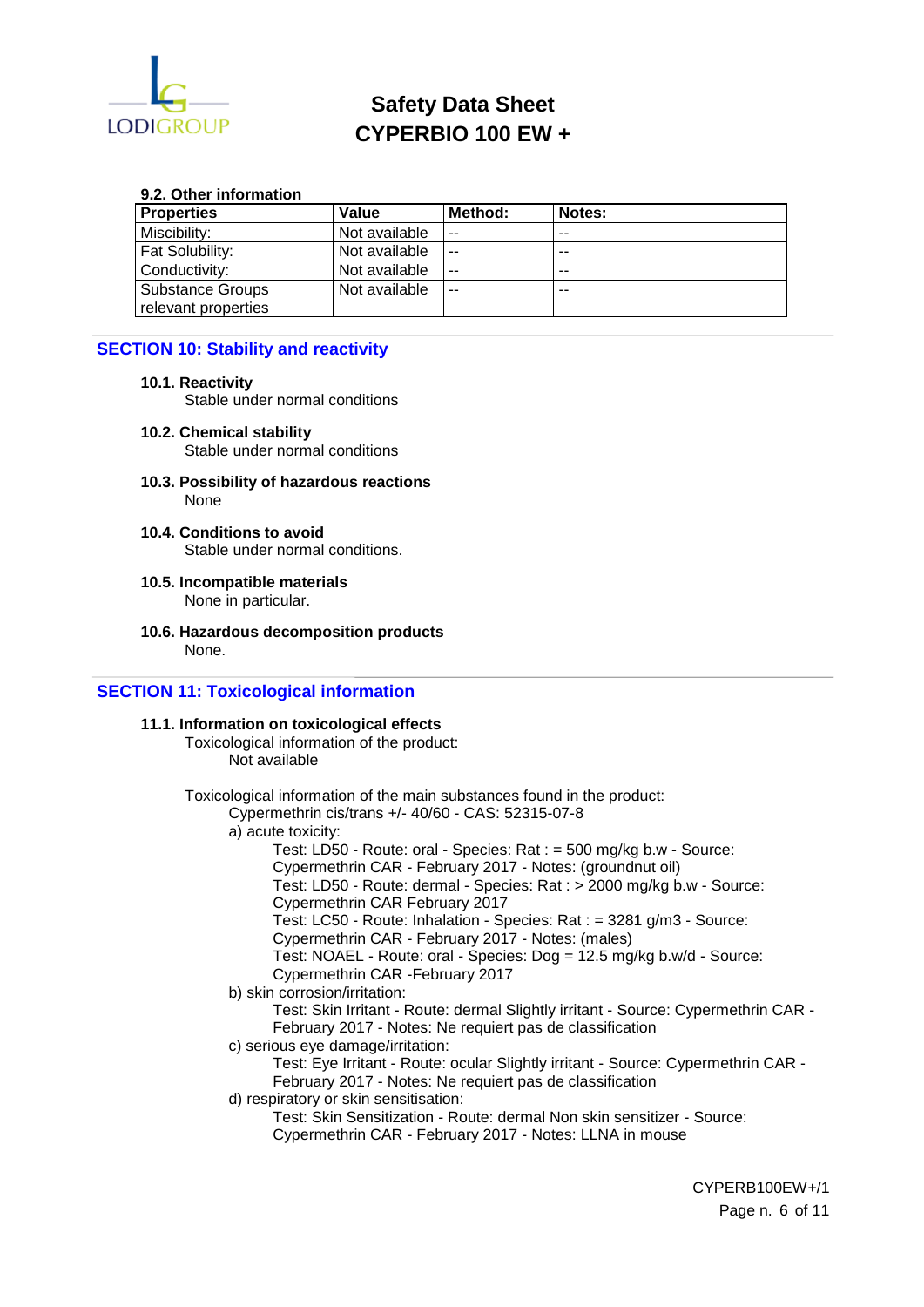### 9.2. Other information

| Properties | Value | Method: | Notes: |
|---|---|---|---|
| Miscibility: | Not available | -- | -- |
| Fat Solubility: | Not available | -- | -- |
| Conductivity: | Not available | -- | -- |
| Substance Groups relevant properties | Not available | -- | -- |

## SECTION 10: Stability and reactivity

**10.1. Reactivity**

Stable under normal conditions

**10.2. Chemical stability**

Stable under normal conditions

**10.3. Possibility of hazardous reactions**

None

**10.4. Conditions to avoid**

Stable under normal conditions.

**10.5. Incompatible materials**

None in particular.

**10.6. Hazardous decomposition products**

None.

## SECTION 11: Toxicological information

**11.1. Information on toxicological effects**

Toxicological information of the product:

Not available

Toxicological information of the main substances found in the product:

Cypermethrin cis/trans +/- 40/60 - CAS: 52315-07-8

a) acute toxicity:

Test: LD50 - Route: oral - Species: Rat : = 500 mg/kg b.w - Source: Cypermethrin CAR - February 2017 - Notes: (groundnut oil)
Test: LD50 - Route: dermal - Species: Rat : > 2000 mg/kg b.w - Source: Cypermethrin CAR February 2017
Test: LC50 - Route: Inhalation - Species: Rat : = 3281 g/m3 - Source: Cypermethrin CAR - February 2017 - Notes: (males)
Test: NOAEL - Route: oral - Species: Dog = 12.5 mg/kg b.w/d - Source: Cypermethrin CAR -February 2017

b) skin corrosion/irritation:

Test: Skin Irritant - Route: dermal Slightly irritant - Source: Cypermethrin CAR - February 2017 - Notes: Ne requiert pas de classification

c) serious eye damage/irritation:

Test: Eye Irritant - Route: ocular Slightly irritant - Source: Cypermethrin CAR - February 2017 - Notes: Ne requiert pas de classification

d) respiratory or skin sensitisation:

Test: Skin Sensitization - Route: dermal Non skin sensitizer - Source: Cypermethrin CAR - February 2017 - Notes: LLNA in mouse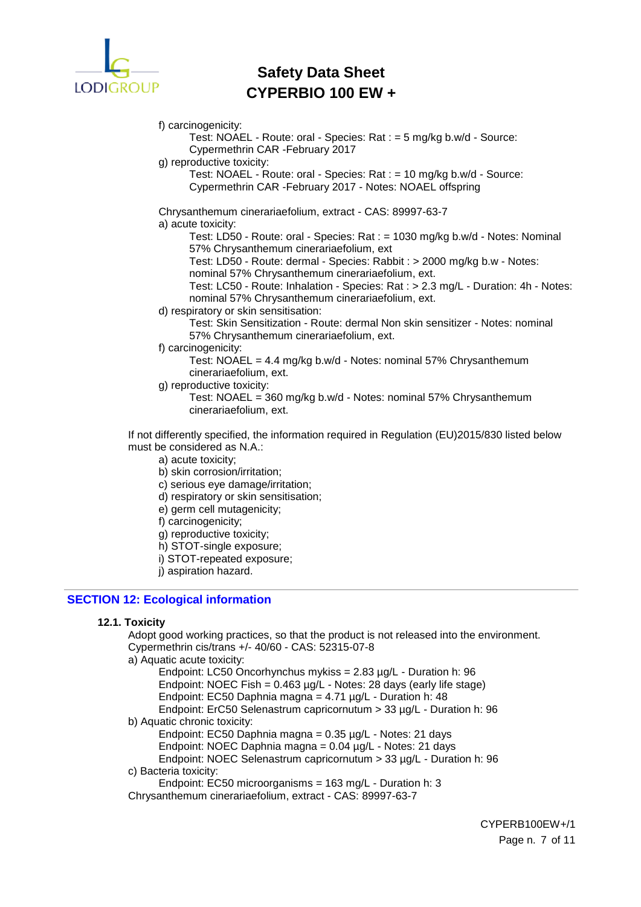f) carcinogenicity:

Test: NOAEL - Route: oral - Species: Rat : = 5 mg/kg b.w/d - Source: Cypermethrin CAR -February 2017

g) reproductive toxicity:

Test: NOAEL - Route: oral - Species: Rat : = 10 mg/kg b.w/d - Source: Cypermethrin CAR -February 2017 - Notes: NOAEL offspring

Chrysanthemum cinerariaefolium, extract - CAS: 89997-63-7

a) acute toxicity:

Test: LD50 - Route: oral - Species: Rat : = 1030 mg/kg b.w/d - Notes: Nominal 57% Chrysanthemum cinerariaefolium, ext

Test: LD50 - Route: dermal - Species: Rabbit : > 2000 mg/kg b.w - Notes: nominal 57% Chrysanthemum cinerariaefolium, ext.

Test: LC50 - Route: Inhalation - Species: Rat : > 2.3 mg/L - Duration: 4h - Notes: nominal 57% Chrysanthemum cinerariaefolium, ext.

d) respiratory or skin sensitisation:

Test: Skin Sensitization - Route: dermal Non skin sensitizer - Notes: nominal 57% Chrysanthemum cinerariaefolium, ext.

f) carcinogenicity:

Test: NOAEL = 4.4 mg/kg b.w/d - Notes: nominal 57% Chrysanthemum cinerariaefolium, ext.

g) reproductive toxicity:

Test: NOAEL = 360 mg/kg b.w/d - Notes: nominal 57% Chrysanthemum cinerariaefolium, ext.

If not differently specified, the information required in Regulation (EU)2015/830 listed below must be considered as N.A.:

a) acute toxicity;
b) skin corrosion/irritation;
c) serious eye damage/irritation;
d) respiratory or skin sensitisation;
e) germ cell mutagenicity;
f) carcinogenicity;
g) reproductive toxicity;
h) STOT-single exposure;
i) STOT-repeated exposure;
j) aspiration hazard.

## SECTION 12: Ecological information

### 12.1. Toxicity

Adopt good working practices, so that the product is not released into the environment.

Cypermethrin cis/trans +/- 40/60 - CAS: 52315-07-8

a) Aquatic acute toxicity:

Endpoint: LC50 Oncorhynchus mykiss = 2.83 µg/L - Duration h: 96
Endpoint: NOEC Fish = 0.463 µg/L - Notes: 28 days (early life stage)
Endpoint: EC50 Daphnia magna = 4.71 µg/L - Duration h: 48
Endpoint: ErC50 Selenastrum capricornutum > 33 µg/L - Duration h: 96

b) Aquatic chronic toxicity:

Endpoint: EC50 Daphnia magna = 0.35 µg/L - Notes: 21 days
Endpoint: NOEC Daphnia magna = 0.04 µg/L - Notes: 21 days
Endpoint: NOEC Selenastrum capricornutum > 33 µg/L - Duration h: 96

c) Bacteria toxicity:

Endpoint: EC50 microorganisms = 163 mg/L - Duration h: 3

Chrysanthemum cinerariaefolium, extract - CAS: 89997-63-7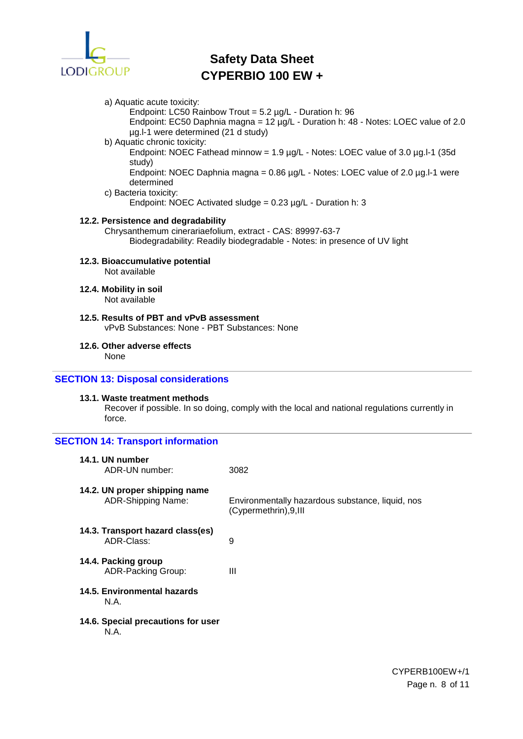a) Aquatic acute toxicity:

Endpoint: LC50 Rainbow Trout = 5.2 µg/L - Duration h: 96

Endpoint: EC50 Daphnia magna = 12 µg/L - Duration h: 48 - Notes: LOEC value of 2.0 µg.l-1 were determined (21 d study)

b) Aquatic chronic toxicity:

Endpoint: NOEC Fathead minnow = 1.9 µg/L - Notes: LOEC value of 3.0 µg.l-1 (35d study)

Endpoint: NOEC Daphnia magna = 0.86 µg/L - Notes: LOEC value of 2.0 µg.l-1 were determined

c) Bacteria toxicity:

Endpoint: NOEC Activated sludge = 0.23 µg/L - Duration h: 3

### 12.2. Persistence and degradability

Chrysanthemum cinerariaefolium, extract - CAS: 89997-63-7

Biodegradability: Readily biodegradable - Notes: in presence of UV light

### 12.3. Bioaccumulative potential

Not available

### 12.4. Mobility in soil

Not available

### 12.5. Results of PBT and vPvB assessment

vPvB Substances: None - PBT Substances: None

### 12.6. Other adverse effects

None

## SECTION 13: Disposal considerations

### 13.1. Waste treatment methods

Recover if possible. In so doing, comply with the local and national regulations currently in force.

## SECTION 14: Transport information

### 14.1. UN number

ADR-UN number: 3082

### 14.2. UN proper shipping name

ADR-Shipping Name: Environmentally hazardous substance, liquid, nos (Cypermethrin),9,III

### 14.3. Transport hazard class(es)

ADR-Class: 9

### 14.4. Packing group

ADR-Packing Group: III

### 14.5. Environmental hazards

N.A.

### 14.6. Special precautions for user

N.A.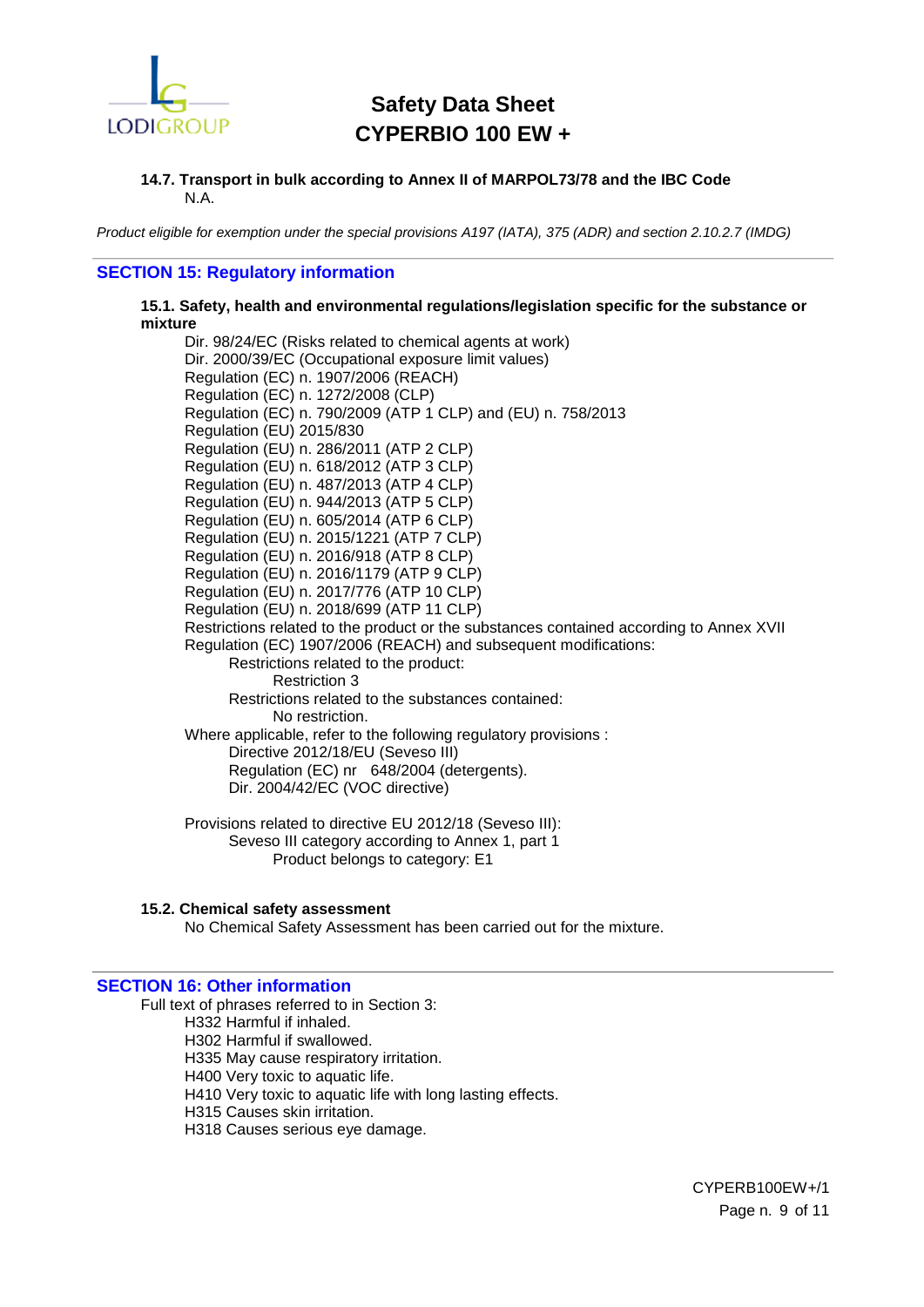**14.7. Transport in bulk according to Annex II of MARPOL73/78 and the IBC Code**

N.A.

*Product eligible for exemption under the special provisions A197 (IATA), 375 (ADR) and section 2.10.2.7 (IMDG)*

## SECTION 15: Regulatory information

**15.1. Safety, health and environmental regulations/legislation specific for the substance or mixture**

Dir. 98/24/EC (Risks related to chemical agents at work)
Dir. 2000/39/EC (Occupational exposure limit values)
Regulation (EC) n. 1907/2006 (REACH)
Regulation (EC) n. 1272/2008 (CLP)
Regulation (EC) n. 790/2009 (ATP 1 CLP) and (EU) n. 758/2013
Regulation (EU) 2015/830
Regulation (EU) n. 286/2011 (ATP 2 CLP)
Regulation (EU) n. 618/2012 (ATP 3 CLP)
Regulation (EU) n. 487/2013 (ATP 4 CLP)
Regulation (EU) n. 944/2013 (ATP 5 CLP)
Regulation (EU) n. 605/2014 (ATP 6 CLP)
Regulation (EU) n. 2015/1221 (ATP 7 CLP)
Regulation (EU) n. 2016/918 (ATP 8 CLP)
Regulation (EU) n. 2016/1179 (ATP 9 CLP)
Regulation (EU) n. 2017/776 (ATP 10 CLP)
Regulation (EU) n. 2018/699 (ATP 11 CLP)
Restrictions related to the product or the substances contained according to Annex XVII Regulation (EC) 1907/2006 (REACH) and subsequent modifications:

- Restrictions related to the product:
  - Restriction 3
- Restrictions related to the substances contained:
  - No restriction.

Where applicable, refer to the following regulatory provisions :

- Directive 2012/18/EU (Seveso III)
- Regulation (EC) nr 648/2004 (detergents).
- Dir. 2004/42/EC (VOC directive)

Provisions related to directive EU 2012/18 (Seveso III):

- Seveso III category according to Annex 1, part 1
  - Product belongs to category: E1

**15.2. Chemical safety assessment**

No Chemical Safety Assessment has been carried out for the mixture.

## SECTION 16: Other information

Full text of phrases referred to in Section 3:

- H332 Harmful if inhaled.
- H302 Harmful if swallowed.
- H335 May cause respiratory irritation.
- H400 Very toxic to aquatic life.
- H410 Very toxic to aquatic life with long lasting effects.
- H315 Causes skin irritation.
- H318 Causes serious eye damage.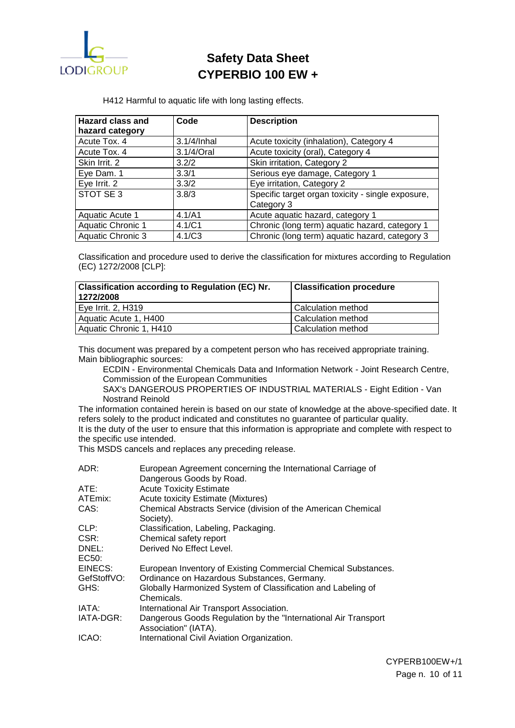H412 Harmful to aquatic life with long lasting effects.

| Hazard class and hazard category | Code | Description |
|---|---|---|
| Acute Tox. 4 | 3.1/4/Inhal | Acute toxicity (inhalation), Category 4 |
| Acute Tox. 4 | 3.1/4/Oral | Acute toxicity (oral), Category 4 |
| Skin Irrit. 2 | 3.2/2 | Skin irritation, Category 2 |
| Eye Dam. 1 | 3.3/1 | Serious eye damage, Category 1 |
| Eye Irrit. 2 | 3.3/2 | Eye irritation, Category 2 |
| STOT SE 3 | 3.8/3 | Specific target organ toxicity - single exposure, Category 3 |
| Aquatic Acute 1 | 4.1/A1 | Acute aquatic hazard, category 1 |
| Aquatic Chronic 1 | 4.1/C1 | Chronic (long term) aquatic hazard, category 1 |
| Aquatic Chronic 3 | 4.1/C3 | Chronic (long term) aquatic hazard, category 3 |

Classification and procedure used to derive the classification for mixtures according to Regulation (EC) 1272/2008 [CLP]:

| Classification according to Regulation (EC) Nr. 1272/2008 | Classification procedure |
|---|---|
| Eye Irrit. 2, H319 | Calculation method |
| Aquatic Acute 1, H400 | Calculation method |
| Aquatic Chronic 1, H410 | Calculation method |

This document was prepared by a competent person who has received appropriate training.
Main bibliographic sources:

ECDIN - Environmental Chemicals Data and Information Network - Joint Research Centre, Commission of the European Communities

SAX's DANGEROUS PROPERTIES OF INDUSTRIAL MATERIALS - Eight Edition - Van Nostrand Reinold

The information contained herein is based on our state of knowledge at the above-specified date. It refers solely to the product indicated and constitutes no guarantee of particular quality.
It is the duty of the user to ensure that this information is appropriate and complete with respect to the specific use intended.
This MSDS cancels and replaces any preceding release.

ADR: European Agreement concerning the International Carriage of Dangerous Goods by Road.
ATE: Acute Toxicity Estimate
ATEmix: Acute toxicity Estimate (Mixtures)
CAS: Chemical Abstracts Service (division of the American Chemical Society).
CLP: Classification, Labeling, Packaging.
CSR: Chemical safety report
DNEL: Derived No Effect Level.
EC50:
EINECS: European Inventory of Existing Commercial Chemical Substances.
GefStoffVO: Ordinance on Hazardous Substances, Germany.
GHS: Globally Harmonized System of Classification and Labeling of Chemicals.
IATA: International Air Transport Association.
IATA-DGR: Dangerous Goods Regulation by the "International Air Transport Association" (IATA).
ICAO: International Civil Aviation Organization.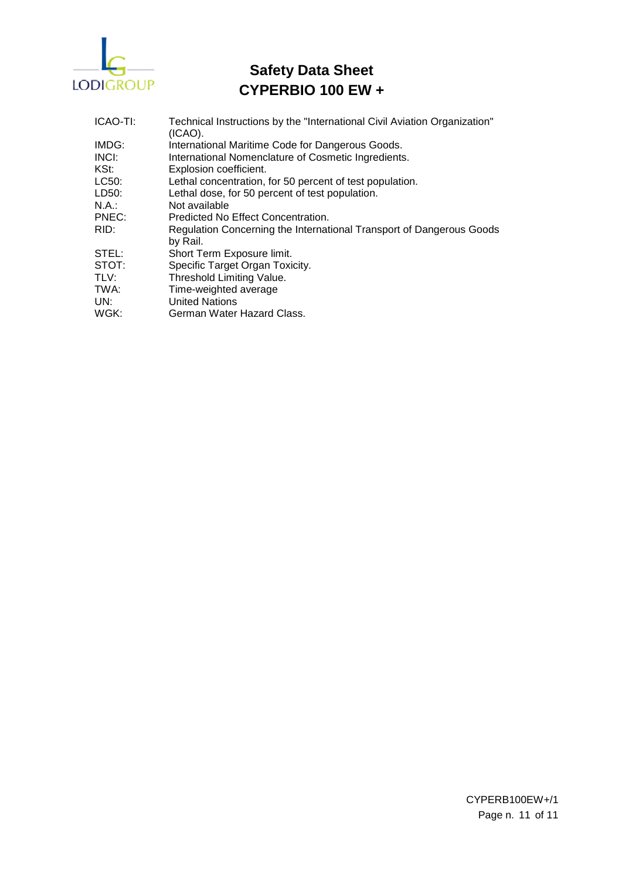| | |
|---|---|
| ICAO-TI: | Technical Instructions by the "International Civil Aviation Organization" (ICAO). |
| IMDG: | International Maritime Code for Dangerous Goods. |
| INCI: | International Nomenclature of Cosmetic Ingredients. |
| KSt: | Explosion coefficient. |
| LC50: | Lethal concentration, for 50 percent of test population. |
| LD50: | Lethal dose, for 50 percent of test population. |
| N.A.: | Not available |
| PNEC: | Predicted No Effect Concentration. |
| RID: | Regulation Concerning the International Transport of Dangerous Goods by Rail. |
| STEL: | Short Term Exposure limit. |
| STOT: | Specific Target Organ Toxicity. |
| TLV: | Threshold Limiting Value. |
| TWA: | Time-weighted average |
| UN: | United Nations |
| WGK: | German Water Hazard Class. |